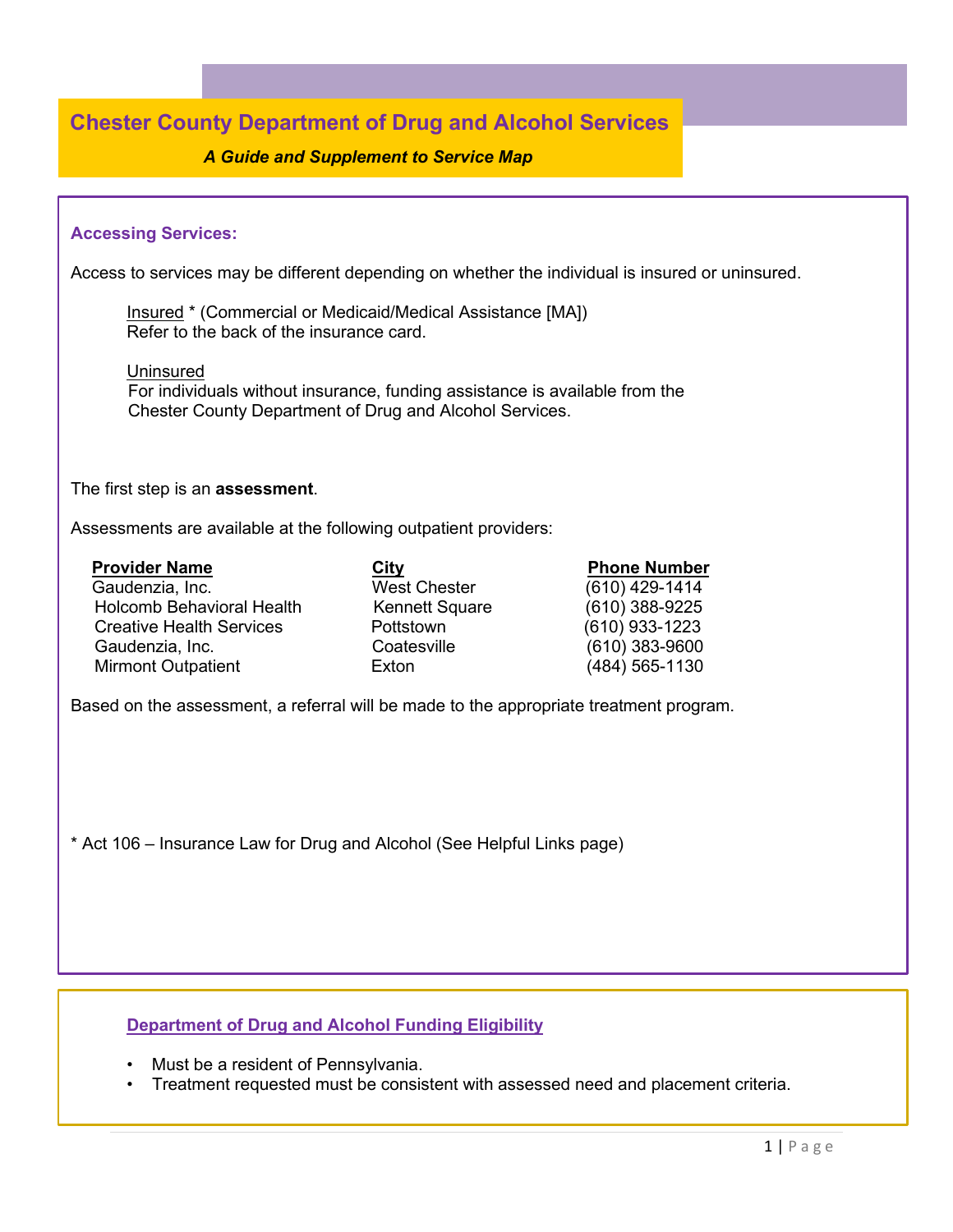# Chester County Department of Drug and Alcohol Services

***A Guide and Supplement to Service Map***

## Accessing Services:

Access to services may be different depending on whether the individual is insured or uninsured.

Insured * (Commercial or Medicaid/Medical Assistance [MA])
Refer to the back of the insurance card.

Uninsured
For individuals without insurance, funding assistance is available from the Chester County Department of Drug and Alcohol Services.

The first step is an **assessment**.

Assessments are available at the following outpatient providers:

| Provider Name | City | Phone Number |
|---|---|---|
| Gaudenzia, Inc. | West Chester | (610) 429-1414 |
| Holcomb Behavioral Health | Kennett Square | (610) 388-9225 |
| Creative Health Services | Pottstown | (610) 933-1223 |
| Gaudenzia, Inc. | Coatesville | (610) 383-9600 |
| Mirmont Outpatient | Exton | (484) 565-1130 |

Based on the assessment, a referral will be made to the appropriate treatment program.

* Act 106 – Insurance Law for Drug and Alcohol (See Helpful Links page)

## Department of Drug and Alcohol Funding Eligibility

- Must be a resident of Pennsylvania.
- Treatment requested must be consistent with assessed need and placement criteria.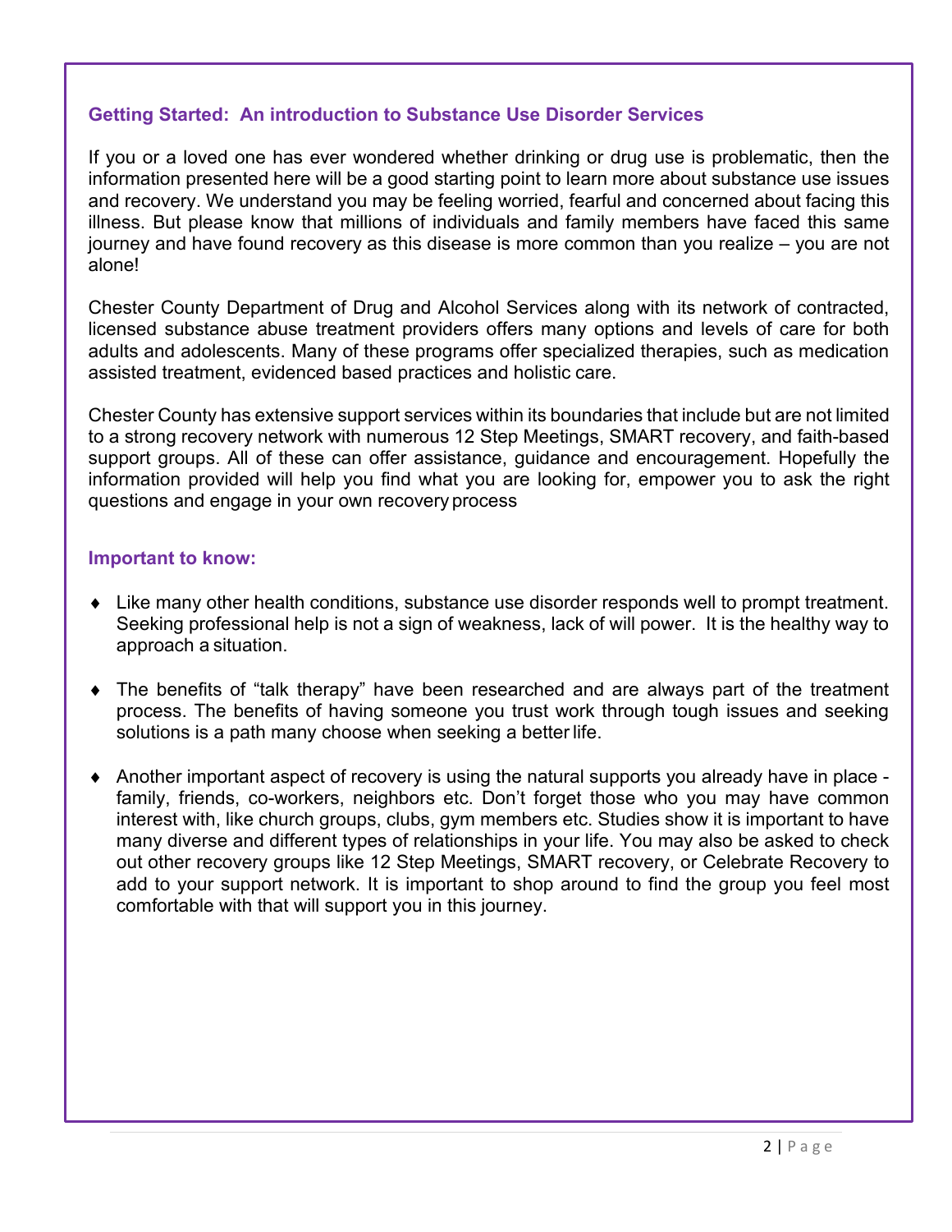## Getting Started: An introduction to Substance Use Disorder Services

If you or a loved one has ever wondered whether drinking or drug use is problematic, then the information presented here will be a good starting point to learn more about substance use issues and recovery. We understand you may be feeling worried, fearful and concerned about facing this illness. But please know that millions of individuals and family members have faced this same journey and have found recovery as this disease is more common than you realize – you are not alone!

Chester County Department of Drug and Alcohol Services along with its network of contracted, licensed substance abuse treatment providers offers many options and levels of care for both adults and adolescents. Many of these programs offer specialized therapies, such as medication assisted treatment, evidenced based practices and holistic care.

Chester County has extensive support services within its boundaries that include but are not limited to a strong recovery network with numerous 12 Step Meetings, SMART recovery, and faith-based support groups. All of these can offer assistance, guidance and encouragement. Hopefully the information provided will help you find what you are looking for, empower you to ask the right questions and engage in your own recovery process

## Important to know:

- Like many other health conditions, substance use disorder responds well to prompt treatment. Seeking professional help is not a sign of weakness, lack of will power. It is the healthy way to approach a situation.
- The benefits of "talk therapy" have been researched and are always part of the treatment process. The benefits of having someone you trust work through tough issues and seeking solutions is a path many choose when seeking a better life.
- Another important aspect of recovery is using the natural supports you already have in place - family, friends, co-workers, neighbors etc. Don't forget those who you may have common interest with, like church groups, clubs, gym members etc. Studies show it is important to have many diverse and different types of relationships in your life. You may also be asked to check out other recovery groups like 12 Step Meetings, SMART recovery, or Celebrate Recovery to add to your support network. It is important to shop around to find the group you feel most comfortable with that will support you in this journey.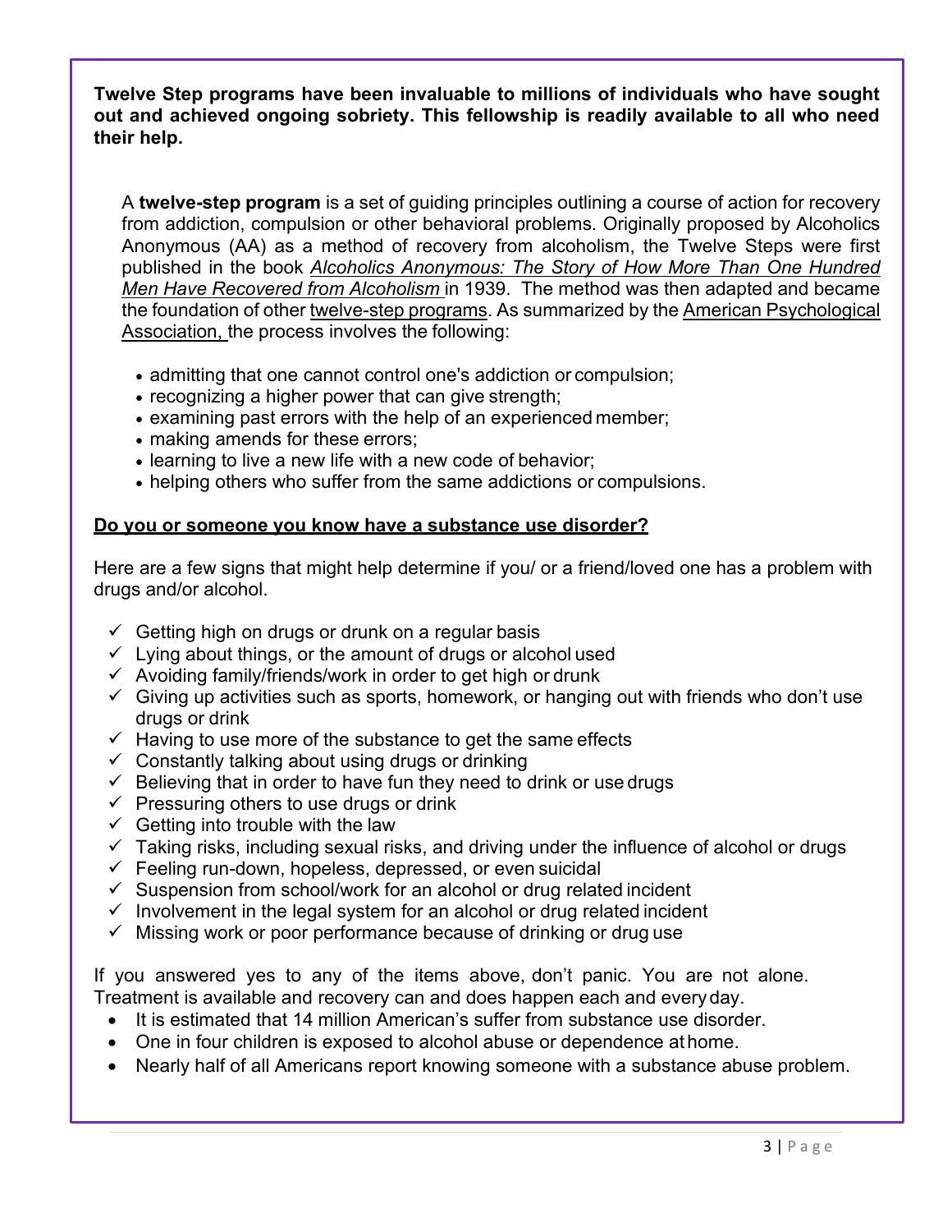**Twelve Step programs have been invaluable to millions of individuals who have sought out and achieved ongoing sobriety. This fellowship is readily available to all who need their help.**

A **twelve-step program** is a set of guiding principles outlining a course of action for recovery from addiction, compulsion or other behavioral problems. Originally proposed by Alcoholics Anonymous (AA) as a method of recovery from alcoholism, the Twelve Steps were first published in the book *Alcoholics Anonymous: The Story of How More Than One Hundred Men Have Recovered from Alcoholism* in 1939. The method was then adapted and became the foundation of other twelve-step programs. As summarized by the American Psychological Association, the process involves the following:

- admitting that one cannot control one's addiction or compulsion;
- recognizing a higher power that can give strength;
- examining past errors with the help of an experienced member;
- making amends for these errors;
- learning to live a new life with a new code of behavior;
- helping others who suffer from the same addictions or compulsions.

**Do you or someone you know have a substance use disorder?**

Here are a few signs that might help determine if you/ or a friend/loved one has a problem with drugs and/or alcohol.

- ✓ Getting high on drugs or drunk on a regular basis
- ✓ Lying about things, or the amount of drugs or alcohol used
- ✓ Avoiding family/friends/work in order to get high or drunk
- ✓ Giving up activities such as sports, homework, or hanging out with friends who don't use drugs or drink
- ✓ Having to use more of the substance to get the same effects
- ✓ Constantly talking about using drugs or drinking
- ✓ Believing that in order to have fun they need to drink or use drugs
- ✓ Pressuring others to use drugs or drink
- ✓ Getting into trouble with the law
- ✓ Taking risks, including sexual risks, and driving under the influence of alcohol or drugs
- ✓ Feeling run-down, hopeless, depressed, or even suicidal
- ✓ Suspension from school/work for an alcohol or drug related incident
- ✓ Involvement in the legal system for an alcohol or drug related incident
- ✓ Missing work or poor performance because of drinking or drug use

If you answered yes to any of the items above, don't panic. You are not alone. Treatment is available and recovery can and does happen each and every day.

- It is estimated that 14 million American's suffer from substance use disorder.
- One in four children is exposed to alcohol abuse or dependence at home.
- Nearly half of all Americans report knowing someone with a substance abuse problem.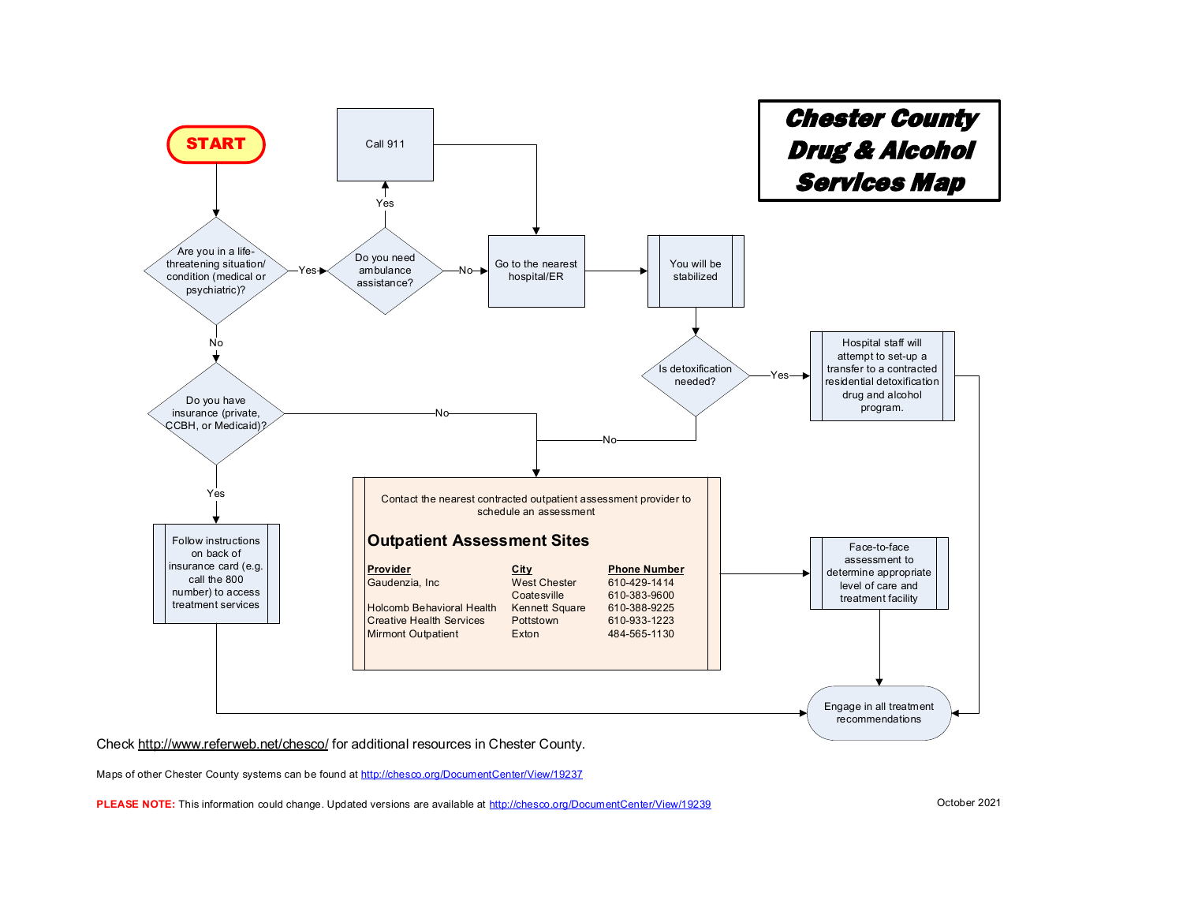# Chester County Drug & Alcohol Services Map

**START**

**Are you in a life-threatening situation/ condition (medical or psychiatric)?**

- **Yes** → **Do you need ambulance assistance?**
  - **Yes** → Call 911 → Go to the nearest hospital/ER
  - **No** → Go to the nearest hospital/ER
  - Go to the nearest hospital/ER → You will be stabilized → **Is detoxification needed?**
    - **Yes** → Hospital staff will attempt to set-up a transfer to a contracted residential detoxification drug and alcohol program. → Engage in all treatment recommendations
    - **No** → Contact the nearest contracted outpatient assessment provider to schedule an assessment
- **No** → **Do you have insurance (private, CCBH, or Medicaid)?**
  - **Yes** → Follow instructions on back of insurance card (e.g. call the 800 number) to access treatment services → Engage in all treatment recommendations
  - **No** → Contact the nearest contracted outpatient assessment provider to schedule an assessment

Contact the nearest contracted outpatient assessment provider to schedule an assessment

## Outpatient Assessment Sites

| Provider | City | Phone Number |
|---|---|---|
| Gaudenzia, Inc | West Chester | 610-429-1414 |
| | Coatesville | 610-383-9600 |
| Holcomb Behavioral Health | Kennett Square | 610-388-9225 |
| Creative Health Services | Pottstown | 610-933-1223 |
| Mirmont Outpatient | Exton | 484-565-1130 |

→ Face-to-face assessment to determine appropriate level of care and treatment facility → Engage in all treatment recommendations

Check http://www.referweb.net/chesco/ for additional resources in Chester County.

Maps of other Chester County systems can be found at http://chesco.org/DocumentCenter/View/19237

**PLEASE NOTE:** This information could change. Updated versions are available at http://chesco.org/DocumentCenter/View/19239

October 2021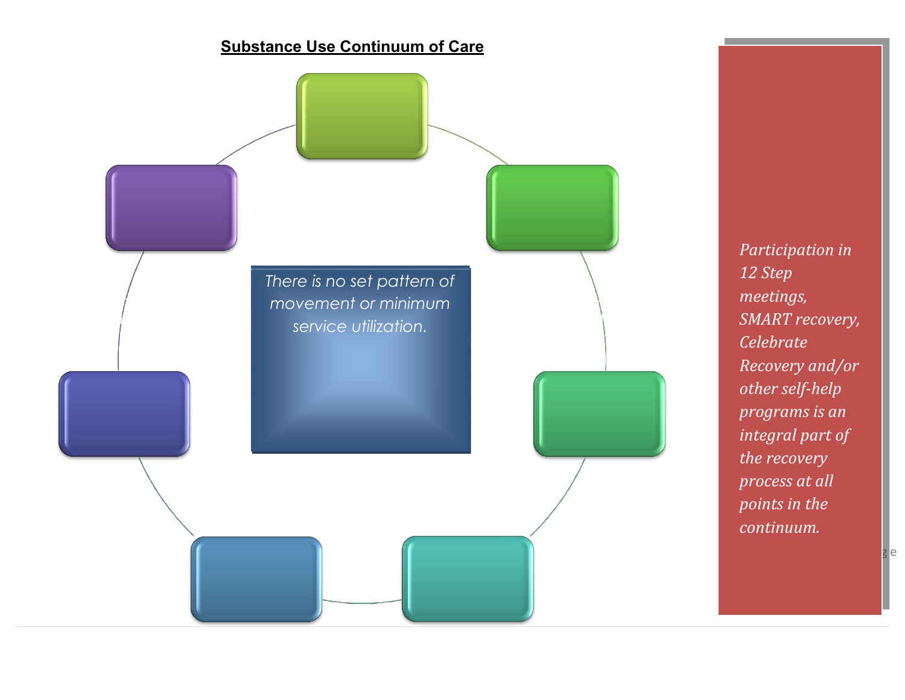**Substance Use Continuum of Care**

There is no set pattern of movement or minimum service utilization.

*Participation in 12 Step meetings, SMART recovery, Celebrate Recovery and/or other self-help programs is an integral part of the recovery process at all points in the continuum.*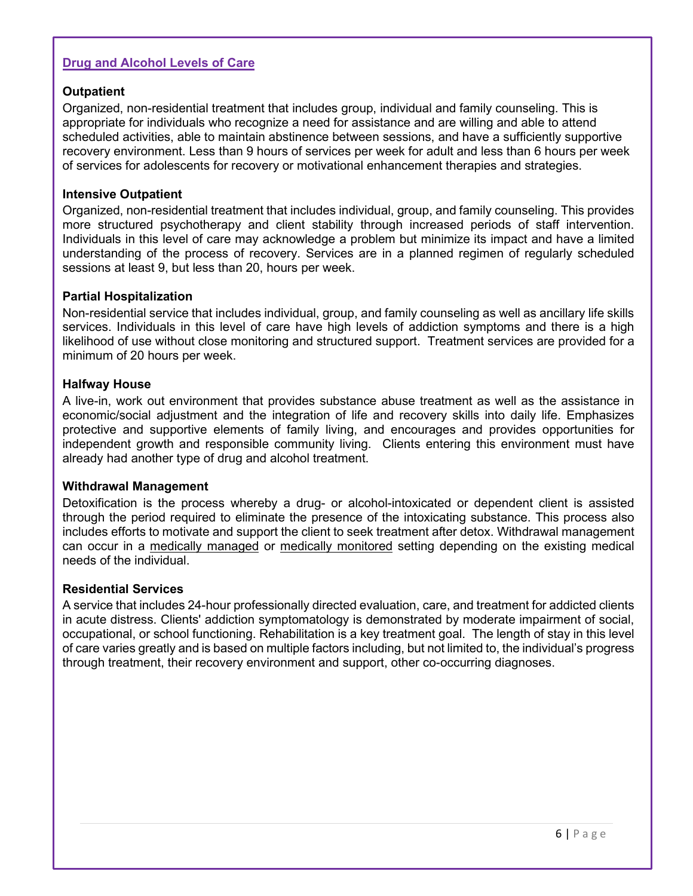## Drug and Alcohol Levels of Care

### Outpatient

Organized, non-residential treatment that includes group, individual and family counseling. This is appropriate for individuals who recognize a need for assistance and are willing and able to attend scheduled activities, able to maintain abstinence between sessions, and have a sufficiently supportive recovery environment. Less than 9 hours of services per week for adult and less than 6 hours per week of services for adolescents for recovery or motivational enhancement therapies and strategies.

### Intensive Outpatient

Organized, non-residential treatment that includes individual, group, and family counseling. This provides more structured psychotherapy and client stability through increased periods of staff intervention. Individuals in this level of care may acknowledge a problem but minimize its impact and have a limited understanding of the process of recovery. Services are in a planned regimen of regularly scheduled sessions at least 9, but less than 20, hours per week.

### Partial Hospitalization

Non-residential service that includes individual, group, and family counseling as well as ancillary life skills services. Individuals in this level of care have high levels of addiction symptoms and there is a high likelihood of use without close monitoring and structured support. Treatment services are provided for a minimum of 20 hours per week.

### Halfway House

A live-in, work out environment that provides substance abuse treatment as well as the assistance in economic/social adjustment and the integration of life and recovery skills into daily life. Emphasizes protective and supportive elements of family living, and encourages and provides opportunities for independent growth and responsible community living. Clients entering this environment must have already had another type of drug and alcohol treatment.

### Withdrawal Management

Detoxification is the process whereby a drug- or alcohol-intoxicated or dependent client is assisted through the period required to eliminate the presence of the intoxicating substance. This process also includes efforts to motivate and support the client to seek treatment after detox. Withdrawal management can occur in a medically managed or medically monitored setting depending on the existing medical needs of the individual.

### Residential Services

A service that includes 24-hour professionally directed evaluation, care, and treatment for addicted clients in acute distress. Clients' addiction symptomatology is demonstrated by moderate impairment of social, occupational, or school functioning. Rehabilitation is a key treatment goal. The length of stay in this level of care varies greatly and is based on multiple factors including, but not limited to, the individual's progress through treatment, their recovery environment and support, other co-occurring diagnoses.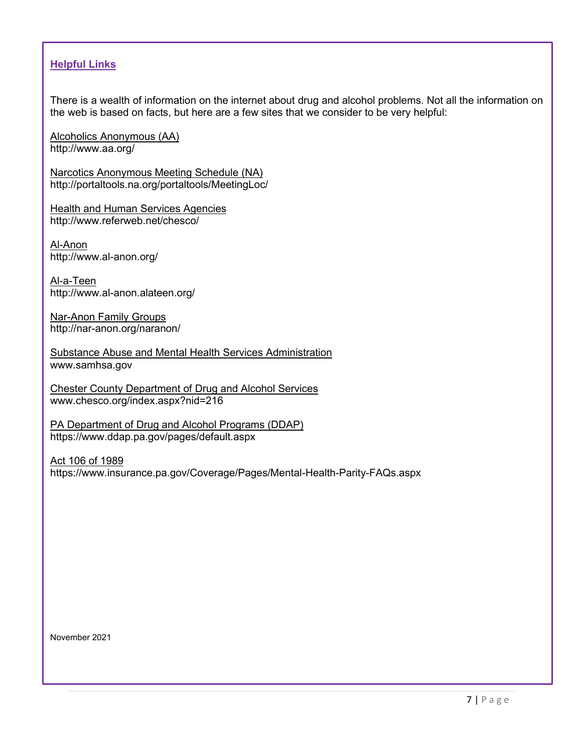## Helpful Links

There is a wealth of information on the internet about drug and alcohol problems. Not all the information on the web is based on facts, but here are a few sites that we consider to be very helpful:

Alcoholics Anonymous (AA)
http://www.aa.org/

Narcotics Anonymous Meeting Schedule (NA)
http://portaltools.na.org/portaltools/MeetingLoc/

Health and Human Services Agencies
http://www.referweb.net/chesco/

Al-Anon
http://www.al-anon.org/

Al-a-Teen
http://www.al-anon.alateen.org/

Nar-Anon Family Groups
http://nar-anon.org/naranon/

Substance Abuse and Mental Health Services Administration
www.samhsa.gov

Chester County Department of Drug and Alcohol Services
www.chesco.org/index.aspx?nid=216

PA Department of Drug and Alcohol Programs (DDAP)
https://www.ddap.pa.gov/pages/default.aspx

Act 106 of 1989
https://www.insurance.pa.gov/Coverage/Pages/Mental-Health-Parity-FAQs.aspx

November 2021